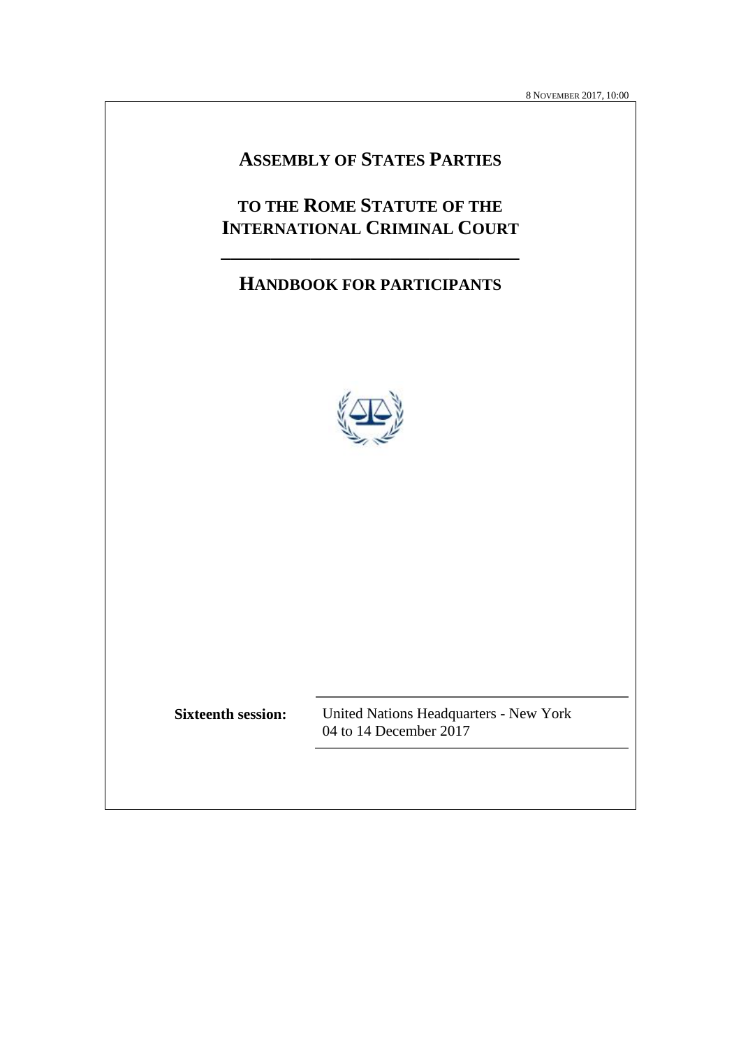8 November 2017, 10:00

# Assembly of States Parties

# to the Rome Statute of the International Criminal Court

## Handbook for participants

**Sixteenth session:** United Nations Headquarters - New York
04 to 14 December 2017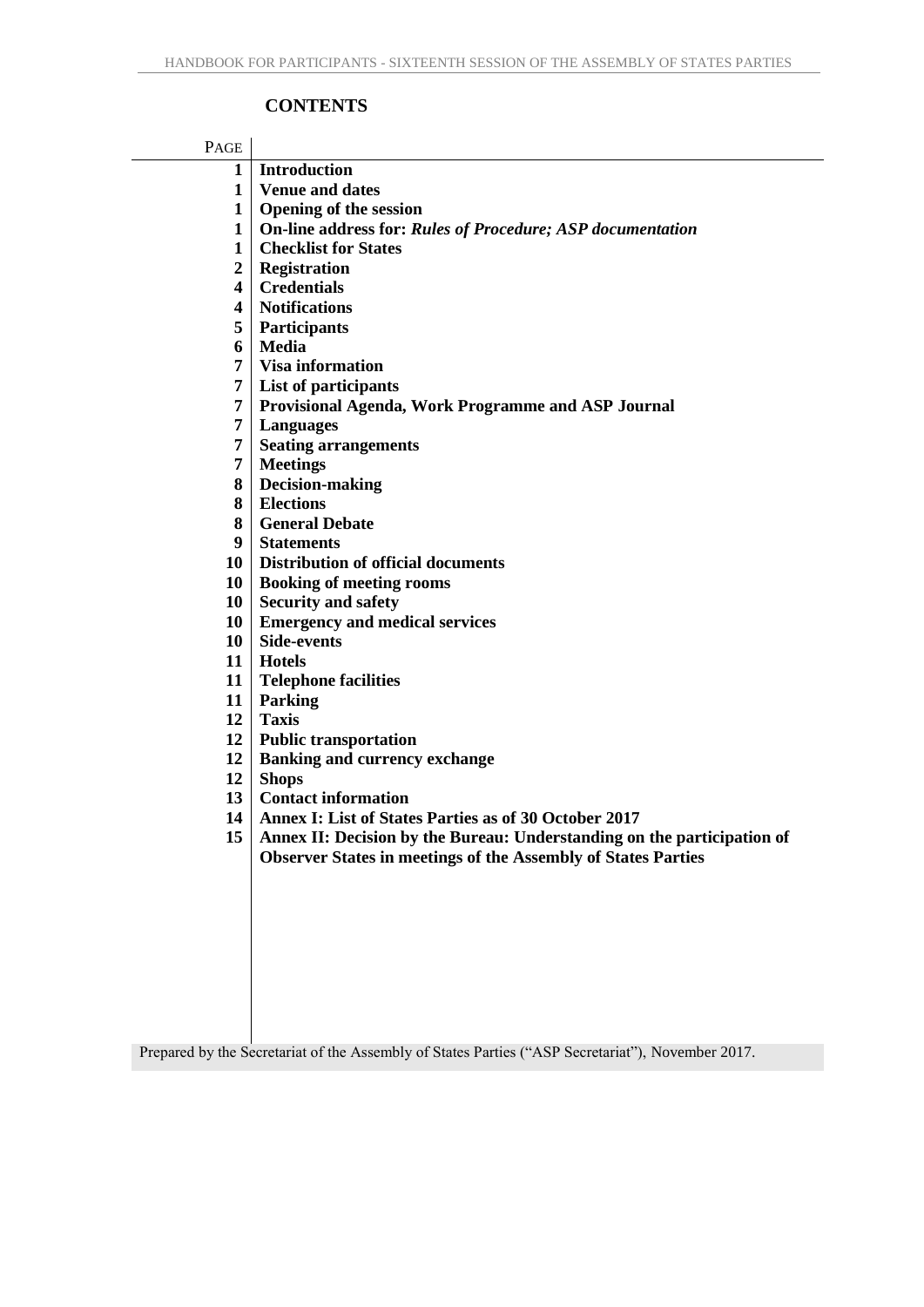## CONTENTS

| PAGE | |
|---|---|
| 1 | **Introduction** |
| 1 | **Venue and dates** |
| 1 | **Opening of the session** |
| 1 | **On-line address for: *Rules of Procedure; ASP documentation*** |
| 1 | **Checklist for States** |
| 2 | **Registration** |
| 4 | **Credentials** |
| 4 | **Notifications** |
| 5 | **Participants** |
| 6 | **Media** |
| 7 | **Visa information** |
| 7 | **List of participants** |
| 7 | **Provisional Agenda, Work Programme and ASP Journal** |
| 7 | **Languages** |
| 7 | **Seating arrangements** |
| 7 | **Meetings** |
| 8 | **Decision-making** |
| 8 | **Elections** |
| 8 | **General Debate** |
| 9 | **Statements** |
| 10 | **Distribution of official documents** |
| 10 | **Booking of meeting rooms** |
| 10 | **Security and safety** |
| 10 | **Emergency and medical services** |
| 10 | **Side-events** |
| 11 | **Hotels** |
| 11 | **Telephone facilities** |
| 11 | **Parking** |
| 12 | **Taxis** |
| 12 | **Public transportation** |
| 12 | **Banking and currency exchange** |
| 12 | **Shops** |
| 13 | **Contact information** |
| 14 | **Annex I: List of States Parties as of 30 October 2017** |
| 15 | **Annex II: Decision by the Bureau: Understanding on the participation of Observer States in meetings of the Assembly of States Parties** |

Prepared by the Secretariat of the Assembly of States Parties ("ASP Secretariat"), November 2017.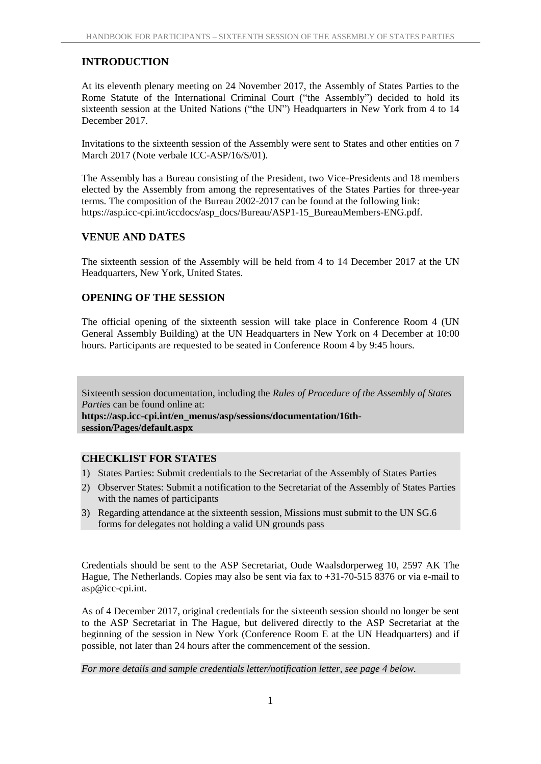## INTRODUCTION

At its eleventh plenary meeting on 24 November 2017, the Assembly of States Parties to the Rome Statute of the International Criminal Court ("the Assembly") decided to hold its sixteenth session at the United Nations ("the UN") Headquarters in New York from 4 to 14 December 2017.

Invitations to the sixteenth session of the Assembly were sent to States and other entities on 7 March 2017 (Note verbale ICC-ASP/16/S/01).

The Assembly has a Bureau consisting of the President, two Vice-Presidents and 18 members elected by the Assembly from among the representatives of the States Parties for three-year terms. The composition of the Bureau 2002-2017 can be found at the following link: https://asp.icc-cpi.int/iccdocs/asp_docs/Bureau/ASP1-15_BureauMembers-ENG.pdf.

## VENUE AND DATES

The sixteenth session of the Assembly will be held from 4 to 14 December 2017 at the UN Headquarters, New York, United States.

## OPENING OF THE SESSION

The official opening of the sixteenth session will take place in Conference Room 4 (UN General Assembly Building) at the UN Headquarters in New York on 4 December at 10:00 hours. Participants are requested to be seated in Conference Room 4 by 9:45 hours.

Sixteenth session documentation, including the *Rules of Procedure of the Assembly of States Parties* can be found online at:
**https://asp.icc-cpi.int/en_menus/asp/sessions/documentation/16th-session/Pages/default.aspx**

## CHECKLIST FOR STATES

1) States Parties: Submit credentials to the Secretariat of the Assembly of States Parties
2) Observer States: Submit a notification to the Secretariat of the Assembly of States Parties with the names of participants
3) Regarding attendance at the sixteenth session, Missions must submit to the UN SG.6 forms for delegates not holding a valid UN grounds pass

Credentials should be sent to the ASP Secretariat, Oude Waalsdorperweg 10, 2597 AK The Hague, The Netherlands. Copies may also be sent via fax to +31-70-515 8376 or via e-mail to asp@icc-cpi.int.

As of 4 December 2017, original credentials for the sixteenth session should no longer be sent to the ASP Secretariat in The Hague, but delivered directly to the ASP Secretariat at the beginning of the session in New York (Conference Room E at the UN Headquarters) and if possible, not later than 24 hours after the commencement of the session.

*For more details and sample credentials letter/notification letter, see page 4 below.*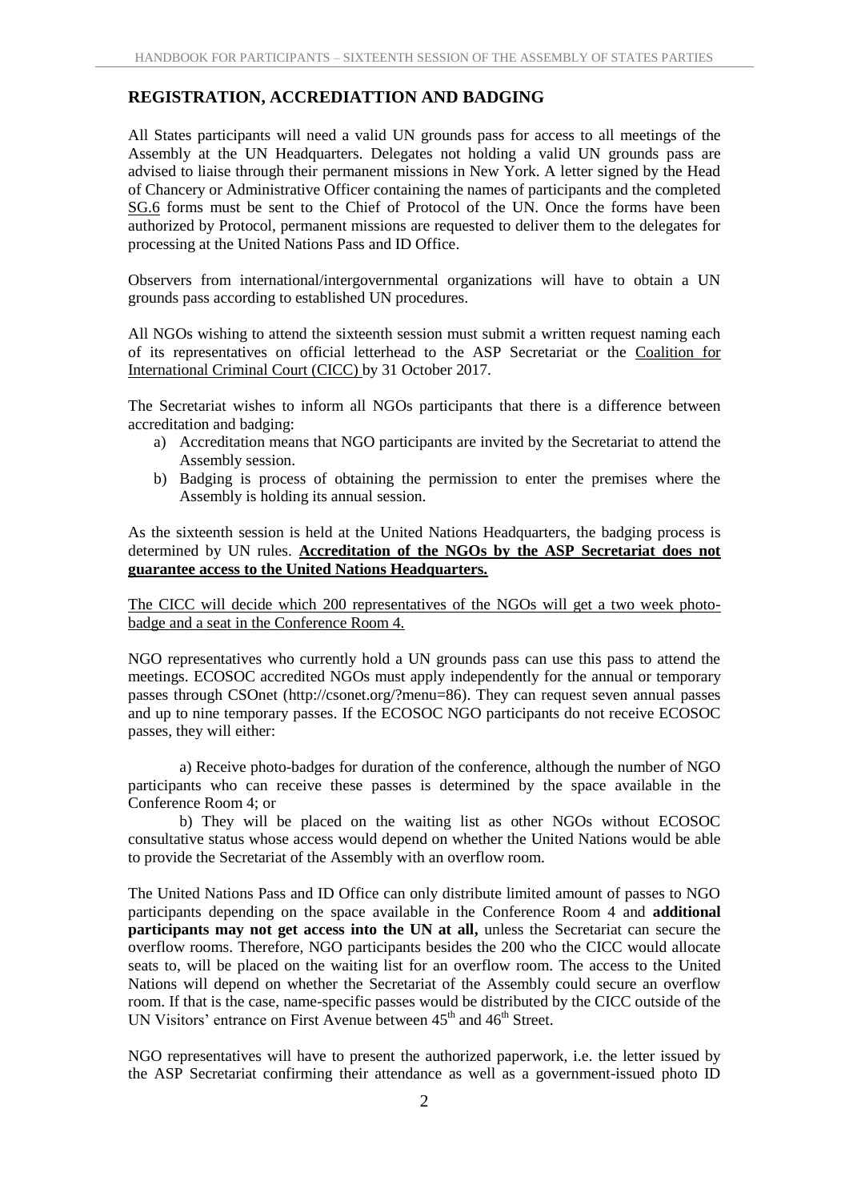## REGISTRATION, ACCREDIATTION AND BADGING

All States participants will need a valid UN grounds pass for access to all meetings of the Assembly at the UN Headquarters. Delegates not holding a valid UN grounds pass are advised to liaise through their permanent missions in New York. A letter signed by the Head of Chancery or Administrative Officer containing the names of participants and the completed SG.6 forms must be sent to the Chief of Protocol of the UN. Once the forms have been authorized by Protocol, permanent missions are requested to deliver them to the delegates for processing at the United Nations Pass and ID Office.

Observers from international/intergovernmental organizations will have to obtain a UN grounds pass according to established UN procedures.

All NGOs wishing to attend the sixteenth session must submit a written request naming each of its representatives on official letterhead to the ASP Secretariat or the Coalition for International Criminal Court (CICC) by 31 October 2017.

The Secretariat wishes to inform all NGOs participants that there is a difference between accreditation and badging:

a) Accreditation means that NGO participants are invited by the Secretariat to attend the Assembly session.
b) Badging is process of obtaining the permission to enter the premises where the Assembly is holding its annual session.

As the sixteenth session is held at the United Nations Headquarters, the badging process is determined by UN rules. **Accreditation of the NGOs by the ASP Secretariat does not guarantee access to the United Nations Headquarters.**

The CICC will decide which 200 representatives of the NGOs will get a two week photo-badge and a seat in the Conference Room 4.

NGO representatives who currently hold a UN grounds pass can use this pass to attend the meetings. ECOSOC accredited NGOs must apply independently for the annual or temporary passes through CSOnet (http://csonet.org/?menu=86). They can request seven annual passes and up to nine temporary passes. If the ECOSOC NGO participants do not receive ECOSOC passes, they will either:

a) Receive photo-badges for duration of the conference, although the number of NGO participants who can receive these passes is determined by the space available in the Conference Room 4; or

b) They will be placed on the waiting list as other NGOs without ECOSOC consultative status whose access would depend on whether the United Nations would be able to provide the Secretariat of the Assembly with an overflow room.

The United Nations Pass and ID Office can only distribute limited amount of passes to NGO participants depending on the space available in the Conference Room 4 and **additional participants may not get access into the UN at all,** unless the Secretariat can secure the overflow rooms. Therefore, NGO participants besides the 200 who the CICC would allocate seats to, will be placed on the waiting list for an overflow room. The access to the United Nations will depend on whether the Secretariat of the Assembly could secure an overflow room. If that is the case, name-specific passes would be distributed by the CICC outside of the UN Visitors' entrance on First Avenue between 45th and 46th Street.

NGO representatives will have to present the authorized paperwork, i.e. the letter issued by the ASP Secretariat confirming their attendance as well as a government-issued photo ID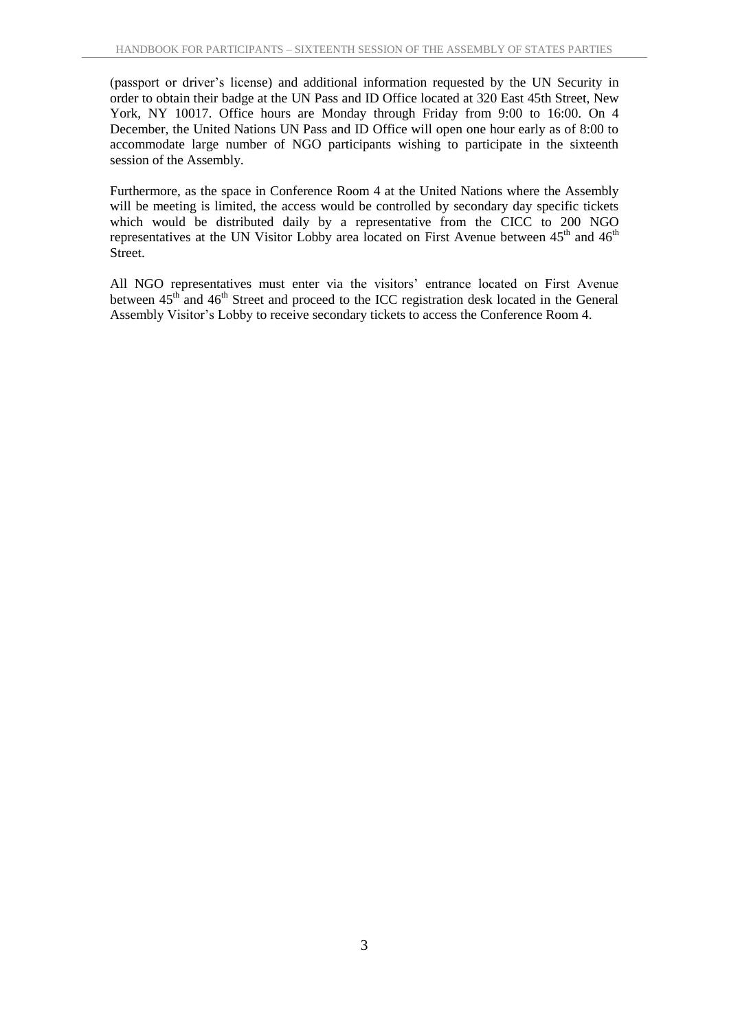(passport or driver's license) and additional information requested by the UN Security in order to obtain their badge at the UN Pass and ID Office located at 320 East 45th Street, New York, NY 10017. Office hours are Monday through Friday from 9:00 to 16:00. On 4 December, the United Nations UN Pass and ID Office will open one hour early as of 8:00 to accommodate large number of NGO participants wishing to participate in the sixteenth session of the Assembly.

Furthermore, as the space in Conference Room 4 at the United Nations where the Assembly will be meeting is limited, the access would be controlled by secondary day specific tickets which would be distributed daily by a representative from the CICC to 200 NGO representatives at the UN Visitor Lobby area located on First Avenue between 45th and 46th Street.

All NGO representatives must enter via the visitors' entrance located on First Avenue between 45th and 46th Street and proceed to the ICC registration desk located in the General Assembly Visitor's Lobby to receive secondary tickets to access the Conference Room 4.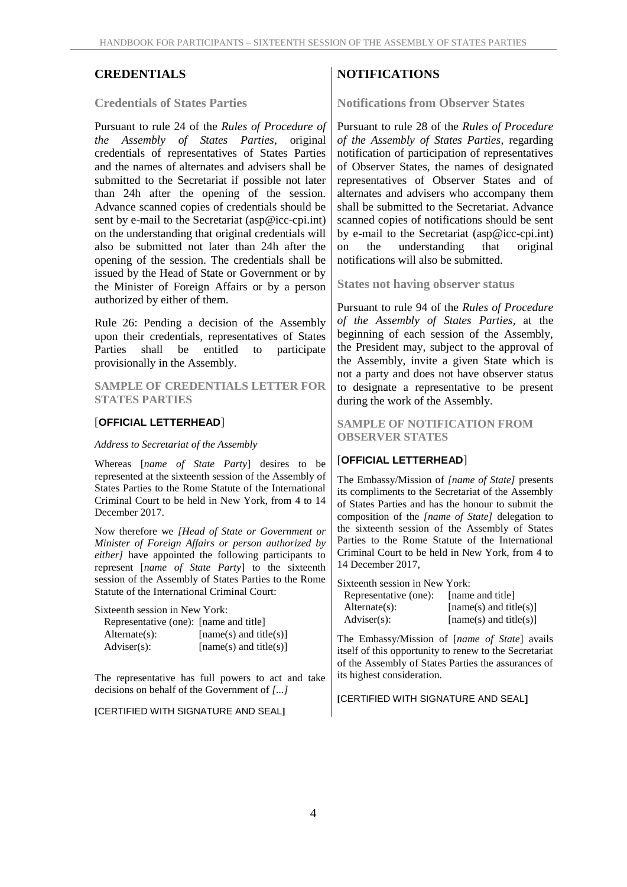## CREDENTIALS

### Credentials of States Parties

Pursuant to rule 24 of the *Rules of Procedure of the Assembly of States Parties*, original credentials of representatives of States Parties and the names of alternates and advisers shall be submitted to the Secretariat if possible not later than 24h after the opening of the session. Advance scanned copies of credentials should be sent by e-mail to the Secretariat (asp@icc-cpi.int) on the understanding that original credentials will also be submitted not later than 24h after the opening of the session. The credentials shall be issued by the Head of State or Government or by the Minister of Foreign Affairs or by a person authorized by either of them.

Rule 26: Pending a decision of the Assembly upon their credentials, representatives of States Parties shall be entitled to participate provisionally in the Assembly.

#### SAMPLE OF CREDENTIALS LETTER FOR STATES PARTIES

[**OFFICIAL LETTERHEAD**]

*Address to Secretariat of the Assembly*

Whereas [*name of State Party*] desires to be represented at the sixteenth session of the Assembly of States Parties to the Rome Statute of the International Criminal Court to be held in New York, from 4 to 14 December 2017.

Now therefore we *[Head of State or Government or Minister of Foreign Affairs or person authorized by either]* have appointed the following participants to represent [*name of State Party*] to the sixteenth session of the Assembly of States Parties to the Rome Statute of the International Criminal Court:

Sixteenth session in New York:

| | |
|---|---|
| Representative (one): | [name and title] |
| Alternate(s): | [name(s) and title(s)] |
| Adviser(s): | [name(s) and title(s)] |

The representative has full powers to act and take decisions on behalf of the Government of *[...]*

**[**CERTIFIED WITH SIGNATURE AND SEAL**]**

## NOTIFICATIONS

### Notifications from Observer States

Pursuant to rule 28 of the *Rules of Procedure of the Assembly of States Parties*, regarding notification of participation of representatives of Observer States, the names of designated representatives of Observer States and of alternates and advisers who accompany them shall be submitted to the Secretariat. Advance scanned copies of notifications should be sent by e-mail to the Secretariat (asp@icc-cpi.int) on the understanding that original notifications will also be submitted.

### States not having observer status

Pursuant to rule 94 of the *Rules of Procedure of the Assembly of States Parties*, at the beginning of each session of the Assembly, the President may, subject to the approval of the Assembly, invite a given State which is not a party and does not have observer status to designate a representative to be present during the work of the Assembly.

#### SAMPLE OF NOTIFICATION FROM OBSERVER STATES

[**OFFICIAL LETTERHEAD**]

The Embassy/Mission of *[name of State]* presents its compliments to the Secretariat of the Assembly of States Parties and has the honour to submit the composition of the *[name of State]* delegation to the sixteenth session of the Assembly of States Parties to the Rome Statute of the International Criminal Court to be held in New York, from 4 to 14 December 2017,

Sixteenth session in New York:

| | |
|---|---|
| Representative (one): | [name and title] |
| Alternate(s): | [name(s) and title(s)] |
| Adviser(s): | [name(s) and title(s)] |

The Embassy/Mission of [*name of State*] avails itself of this opportunity to renew to the Secretariat of the Assembly of States Parties the assurances of its highest consideration.

**[**CERTIFIED WITH SIGNATURE AND SEAL**]**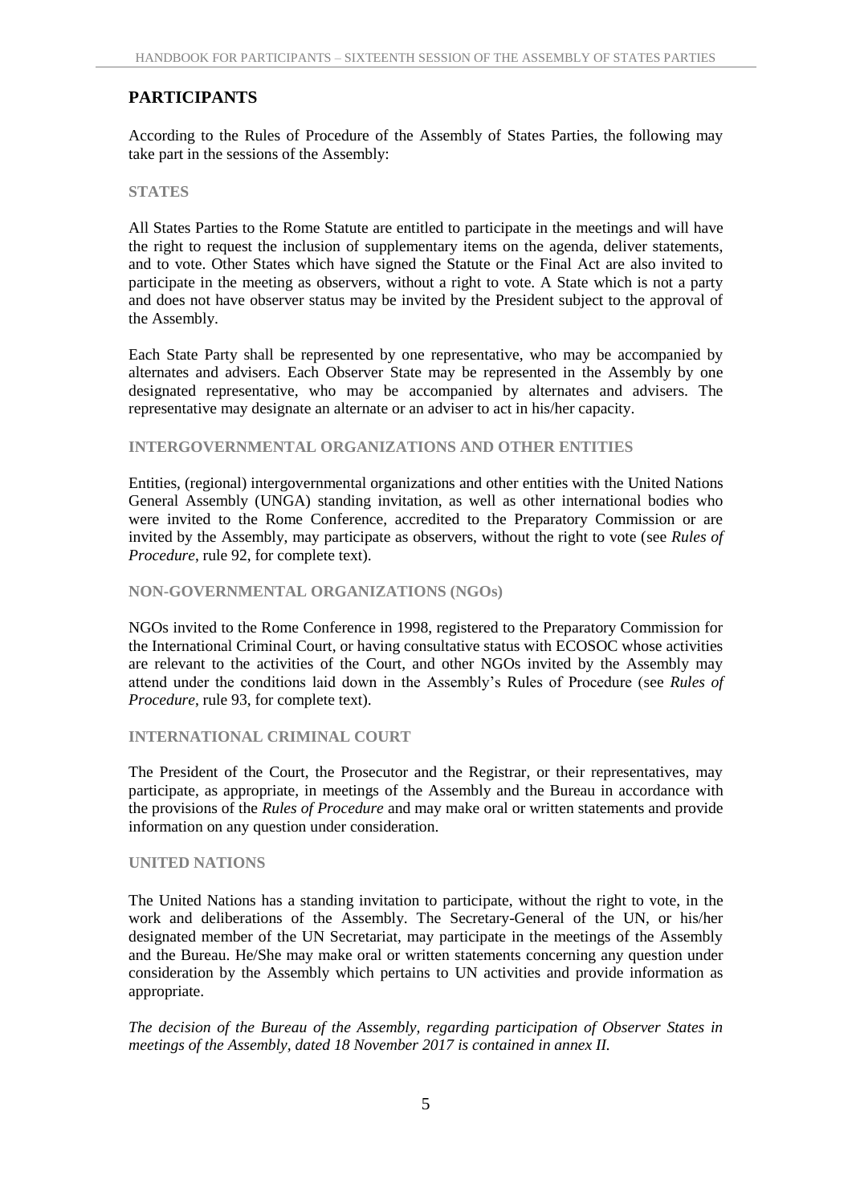## PARTICIPANTS

According to the Rules of Procedure of the Assembly of States Parties, the following may take part in the sessions of the Assembly:

### STATES

All States Parties to the Rome Statute are entitled to participate in the meetings and will have the right to request the inclusion of supplementary items on the agenda, deliver statements, and to vote. Other States which have signed the Statute or the Final Act are also invited to participate in the meeting as observers, without a right to vote. A State which is not a party and does not have observer status may be invited by the President subject to the approval of the Assembly.

Each State Party shall be represented by one representative, who may be accompanied by alternates and advisers. Each Observer State may be represented in the Assembly by one designated representative, who may be accompanied by alternates and advisers. The representative may designate an alternate or an adviser to act in his/her capacity.

### INTERGOVERNMENTAL ORGANIZATIONS AND OTHER ENTITIES

Entities, (regional) intergovernmental organizations and other entities with the United Nations General Assembly (UNGA) standing invitation, as well as other international bodies who were invited to the Rome Conference, accredited to the Preparatory Commission or are invited by the Assembly, may participate as observers, without the right to vote (see *Rules of Procedure*, rule 92, for complete text).

### NON-GOVERNMENTAL ORGANIZATIONS (NGOs)

NGOs invited to the Rome Conference in 1998, registered to the Preparatory Commission for the International Criminal Court, or having consultative status with ECOSOC whose activities are relevant to the activities of the Court, and other NGOs invited by the Assembly may attend under the conditions laid down in the Assembly's Rules of Procedure (see *Rules of Procedure*, rule 93, for complete text).

### INTERNATIONAL CRIMINAL COURT

The President of the Court, the Prosecutor and the Registrar, or their representatives, may participate, as appropriate, in meetings of the Assembly and the Bureau in accordance with the provisions of the *Rules of Procedure* and may make oral or written statements and provide information on any question under consideration.

### UNITED NATIONS

The United Nations has a standing invitation to participate, without the right to vote, in the work and deliberations of the Assembly. The Secretary-General of the UN, or his/her designated member of the UN Secretariat, may participate in the meetings of the Assembly and the Bureau. He/She may make oral or written statements concerning any question under consideration by the Assembly which pertains to UN activities and provide information as appropriate.

*The decision of the Bureau of the Assembly, regarding participation of Observer States in meetings of the Assembly, dated 18 November 2017 is contained in annex II.*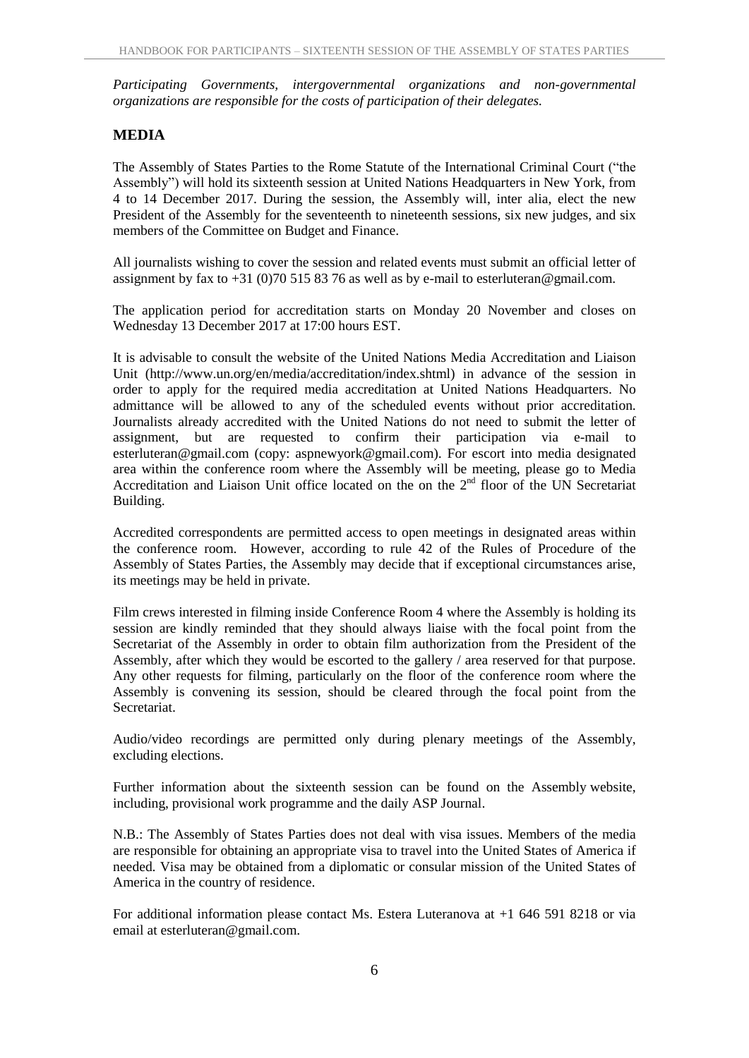*Participating Governments, intergovernmental organizations and non-governmental organizations are responsible for the costs of participation of their delegates.*

## MEDIA

The Assembly of States Parties to the Rome Statute of the International Criminal Court ("the Assembly") will hold its sixteenth session at United Nations Headquarters in New York, from 4 to 14 December 2017. During the session, the Assembly will, inter alia, elect the new President of the Assembly for the seventeenth to nineteenth sessions, six new judges, and six members of the Committee on Budget and Finance.

All journalists wishing to cover the session and related events must submit an official letter of assignment by fax to +31 (0)70 515 83 76 as well as by e-mail to esterluteran@gmail.com.

The application period for accreditation starts on Monday 20 November and closes on Wednesday 13 December 2017 at 17:00 hours EST.

It is advisable to consult the website of the United Nations Media Accreditation and Liaison Unit (http://www.un.org/en/media/accreditation/index.shtml) in advance of the session in order to apply for the required media accreditation at United Nations Headquarters. No admittance will be allowed to any of the scheduled events without prior accreditation. Journalists already accredited with the United Nations do not need to submit the letter of assignment, but are requested to confirm their participation via e-mail to esterluteran@gmail.com (copy: aspnewyork@gmail.com). For escort into media designated area within the conference room where the Assembly will be meeting, please go to Media Accreditation and Liaison Unit office located on the on the 2nd floor of the UN Secretariat Building.

Accredited correspondents are permitted access to open meetings in designated areas within the conference room. However, according to rule 42 of the Rules of Procedure of the Assembly of States Parties, the Assembly may decide that if exceptional circumstances arise, its meetings may be held in private.

Film crews interested in filming inside Conference Room 4 where the Assembly is holding its session are kindly reminded that they should always liaise with the focal point from the Secretariat of the Assembly in order to obtain film authorization from the President of the Assembly, after which they would be escorted to the gallery / area reserved for that purpose. Any other requests for filming, particularly on the floor of the conference room where the Assembly is convening its session, should be cleared through the focal point from the Secretariat.

Audio/video recordings are permitted only during plenary meetings of the Assembly, excluding elections.

Further information about the sixteenth session can be found on the Assembly website, including, provisional work programme and the daily ASP Journal.

N.B.: The Assembly of States Parties does not deal with visa issues. Members of the media are responsible for obtaining an appropriate visa to travel into the United States of America if needed. Visa may be obtained from a diplomatic or consular mission of the United States of America in the country of residence.

For additional information please contact Ms. Estera Luteranova at +1 646 591 8218 or via email at esterluteran@gmail.com.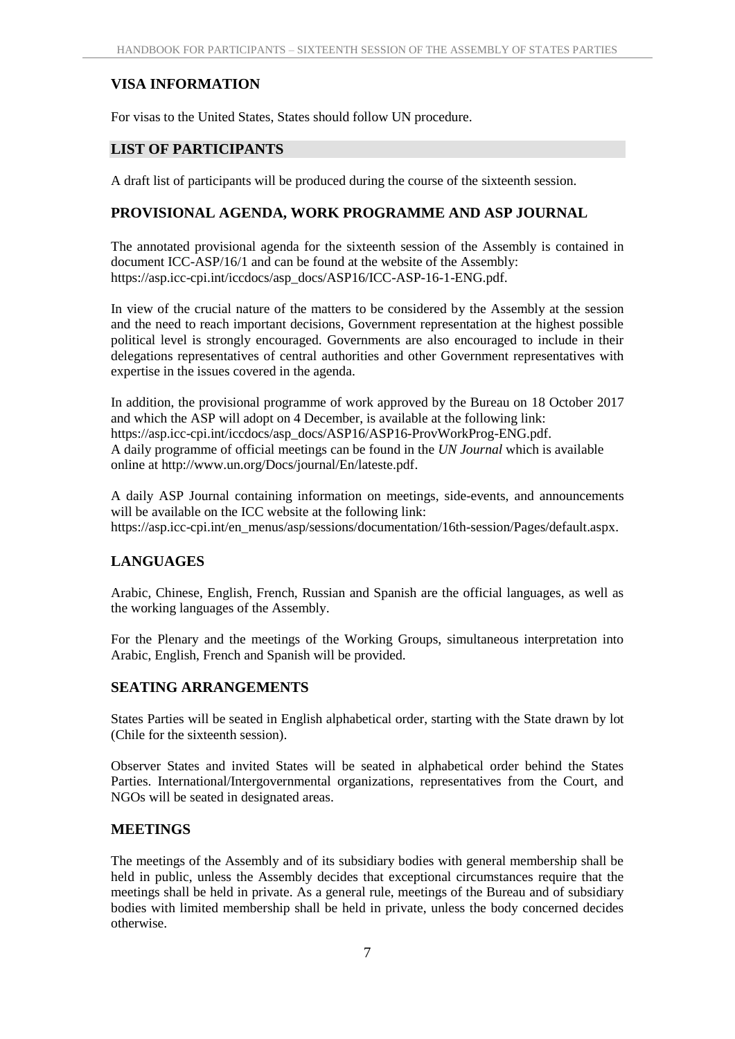## VISA INFORMATION

For visas to the United States, States should follow UN procedure.

## LIST OF PARTICIPANTS

A draft list of participants will be produced during the course of the sixteenth session.

## PROVISIONAL AGENDA, WORK PROGRAMME AND ASP JOURNAL

The annotated provisional agenda for the sixteenth session of the Assembly is contained in document ICC-ASP/16/1 and can be found at the website of the Assembly: https://asp.icc-cpi.int/iccdocs/asp_docs/ASP16/ICC-ASP-16-1-ENG.pdf.

In view of the crucial nature of the matters to be considered by the Assembly at the session and the need to reach important decisions, Government representation at the highest possible political level is strongly encouraged. Governments are also encouraged to include in their delegations representatives of central authorities and other Government representatives with expertise in the issues covered in the agenda.

In addition, the provisional programme of work approved by the Bureau on 18 October 2017 and which the ASP will adopt on 4 December, is available at the following link: https://asp.icc-cpi.int/iccdocs/asp_docs/ASP16/ASP16-ProvWorkProg-ENG.pdf.
A daily programme of official meetings can be found in the *UN Journal* which is available online at http://www.un.org/Docs/journal/En/lateste.pdf.

A daily ASP Journal containing information on meetings, side-events, and announcements will be available on the ICC website at the following link: https://asp.icc-cpi.int/en_menus/asp/sessions/documentation/16th-session/Pages/default.aspx.

## LANGUAGES

Arabic, Chinese, English, French, Russian and Spanish are the official languages, as well as the working languages of the Assembly.

For the Plenary and the meetings of the Working Groups, simultaneous interpretation into Arabic, English, French and Spanish will be provided.

## SEATING ARRANGEMENTS

States Parties will be seated in English alphabetical order, starting with the State drawn by lot (Chile for the sixteenth session).

Observer States and invited States will be seated in alphabetical order behind the States Parties. International/Intergovernmental organizations, representatives from the Court, and NGOs will be seated in designated areas.

## MEETINGS

The meetings of the Assembly and of its subsidiary bodies with general membership shall be held in public, unless the Assembly decides that exceptional circumstances require that the meetings shall be held in private. As a general rule, meetings of the Bureau and of subsidiary bodies with limited membership shall be held in private, unless the body concerned decides otherwise.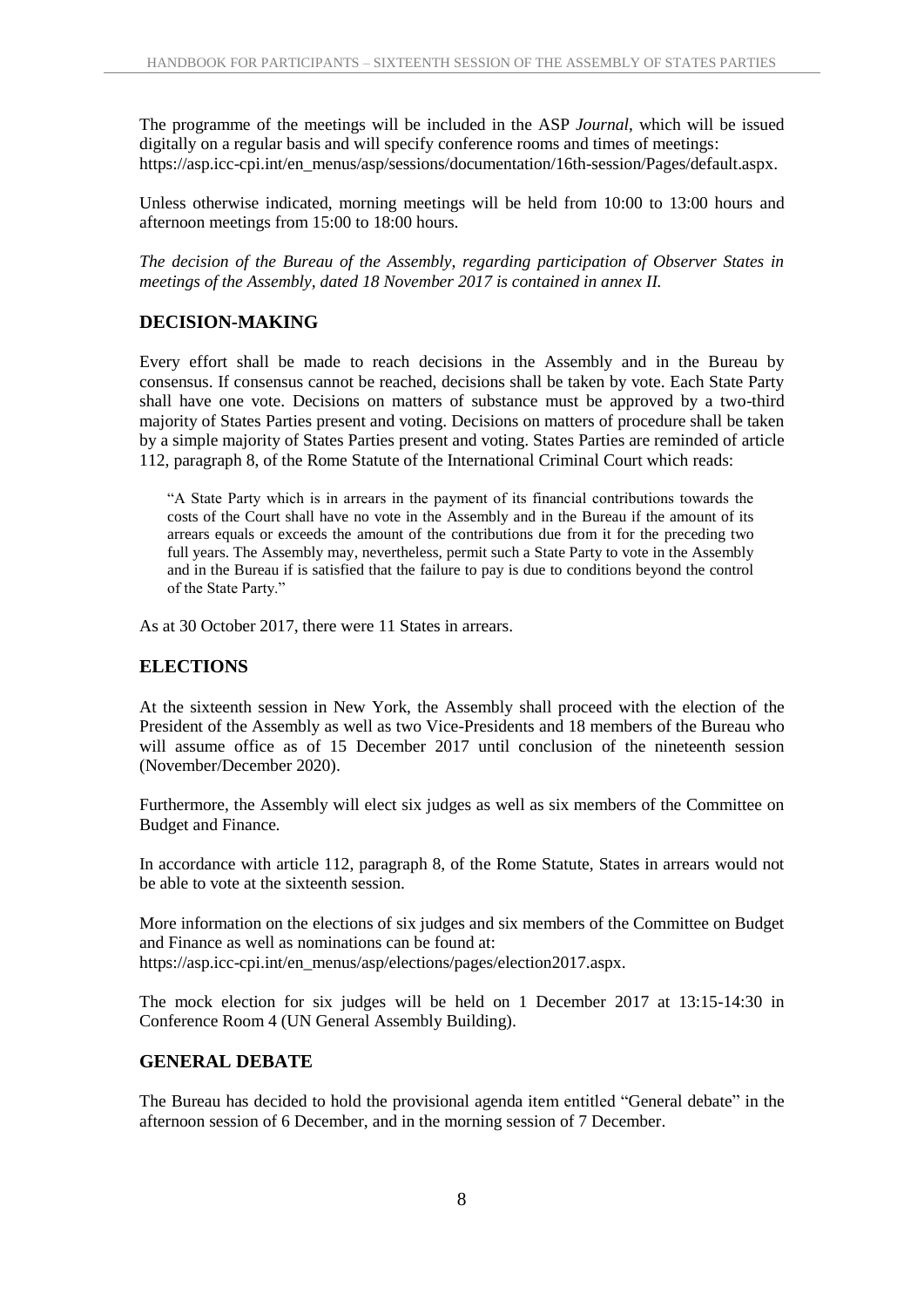The programme of the meetings will be included in the ASP *Journal*, which will be issued digitally on a regular basis and will specify conference rooms and times of meetings: https://asp.icc-cpi.int/en_menus/asp/sessions/documentation/16th-session/Pages/default.aspx.

Unless otherwise indicated, morning meetings will be held from 10:00 to 13:00 hours and afternoon meetings from 15:00 to 18:00 hours.

*The decision of the Bureau of the Assembly, regarding participation of Observer States in meetings of the Assembly, dated 18 November 2017 is contained in annex II.*

## DECISION-MAKING

Every effort shall be made to reach decisions in the Assembly and in the Bureau by consensus. If consensus cannot be reached, decisions shall be taken by vote. Each State Party shall have one vote. Decisions on matters of substance must be approved by a two-third majority of States Parties present and voting. Decisions on matters of procedure shall be taken by a simple majority of States Parties present and voting. States Parties are reminded of article 112, paragraph 8, of the Rome Statute of the International Criminal Court which reads:

> "A State Party which is in arrears in the payment of its financial contributions towards the costs of the Court shall have no vote in the Assembly and in the Bureau if the amount of its arrears equals or exceeds the amount of the contributions due from it for the preceding two full years. The Assembly may, nevertheless, permit such a State Party to vote in the Assembly and in the Bureau if is satisfied that the failure to pay is due to conditions beyond the control of the State Party."

As at 30 October 2017, there were 11 States in arrears.

## ELECTIONS

At the sixteenth session in New York, the Assembly shall proceed with the election of the President of the Assembly as well as two Vice-Presidents and 18 members of the Bureau who will assume office as of 15 December 2017 until conclusion of the nineteenth session (November/December 2020).

Furthermore, the Assembly will elect six judges as well as six members of the Committee on Budget and Finance.

In accordance with article 112, paragraph 8, of the Rome Statute, States in arrears would not be able to vote at the sixteenth session.

More information on the elections of six judges and six members of the Committee on Budget and Finance as well as nominations can be found at: https://asp.icc-cpi.int/en_menus/asp/elections/pages/election2017.aspx.

The mock election for six judges will be held on 1 December 2017 at 13:15-14:30 in Conference Room 4 (UN General Assembly Building).

## GENERAL DEBATE

The Bureau has decided to hold the provisional agenda item entitled "General debate" in the afternoon session of 6 December, and in the morning session of 7 December.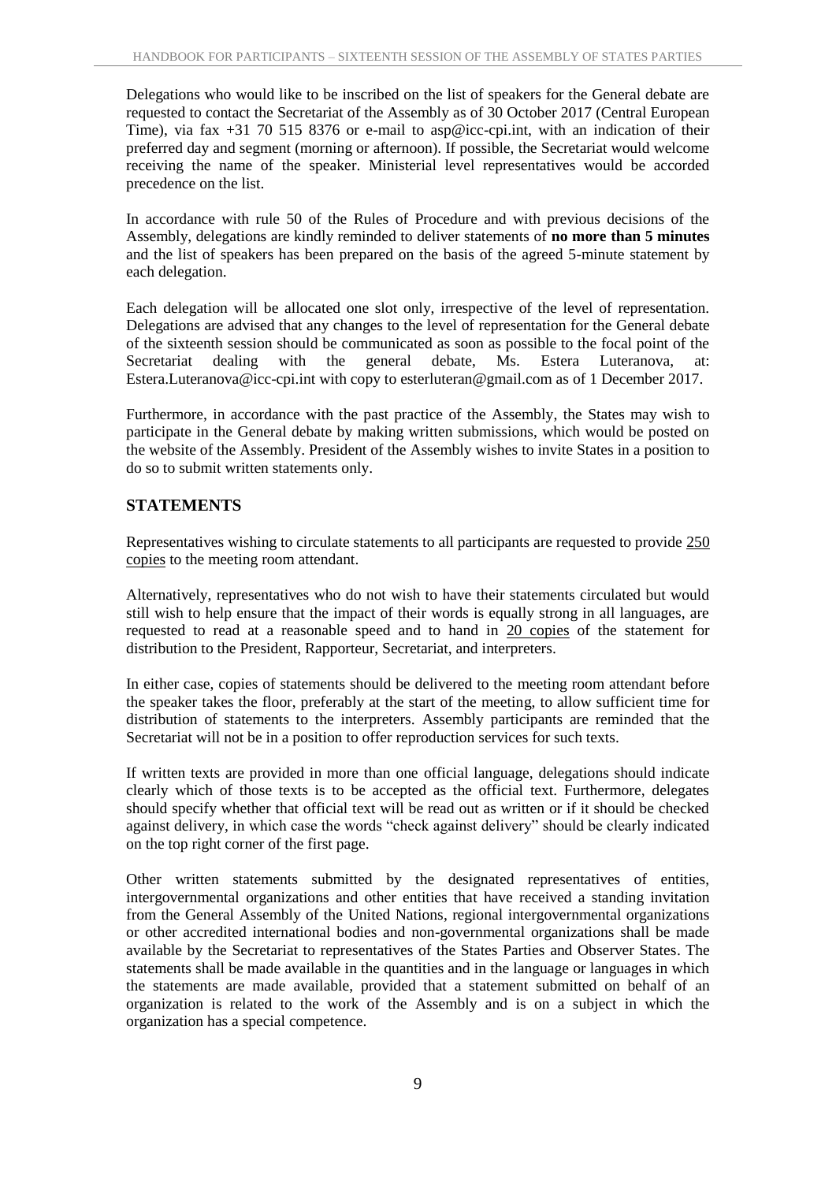Delegations who would like to be inscribed on the list of speakers for the General debate are requested to contact the Secretariat of the Assembly as of 30 October 2017 (Central European Time), via fax +31 70 515 8376 or e-mail to asp@icc-cpi.int, with an indication of their preferred day and segment (morning or afternoon). If possible, the Secretariat would welcome receiving the name of the speaker. Ministerial level representatives would be accorded precedence on the list.

In accordance with rule 50 of the Rules of Procedure and with previous decisions of the Assembly, delegations are kindly reminded to deliver statements of **no more than 5 minutes** and the list of speakers has been prepared on the basis of the agreed 5-minute statement by each delegation.

Each delegation will be allocated one slot only, irrespective of the level of representation. Delegations are advised that any changes to the level of representation for the General debate of the sixteenth session should be communicated as soon as possible to the focal point of the Secretariat dealing with the general debate, Ms. Estera Luteranova, at: Estera.Luteranova@icc-cpi.int with copy to esterluteran@gmail.com as of 1 December 2017.

Furthermore, in accordance with the past practice of the Assembly, the States may wish to participate in the General debate by making written submissions, which would be posted on the website of the Assembly. President of the Assembly wishes to invite States in a position to do so to submit written statements only.

## STATEMENTS

Representatives wishing to circulate statements to all participants are requested to provide 250 copies to the meeting room attendant.

Alternatively, representatives who do not wish to have their statements circulated but would still wish to help ensure that the impact of their words is equally strong in all languages, are requested to read at a reasonable speed and to hand in 20 copies of the statement for distribution to the President, Rapporteur, Secretariat, and interpreters.

In either case, copies of statements should be delivered to the meeting room attendant before the speaker takes the floor, preferably at the start of the meeting, to allow sufficient time for distribution of statements to the interpreters. Assembly participants are reminded that the Secretariat will not be in a position to offer reproduction services for such texts.

If written texts are provided in more than one official language, delegations should indicate clearly which of those texts is to be accepted as the official text. Furthermore, delegates should specify whether that official text will be read out as written or if it should be checked against delivery, in which case the words "check against delivery" should be clearly indicated on the top right corner of the first page.

Other written statements submitted by the designated representatives of entities, intergovernmental organizations and other entities that have received a standing invitation from the General Assembly of the United Nations, regional intergovernmental organizations or other accredited international bodies and non-governmental organizations shall be made available by the Secretariat to representatives of the States Parties and Observer States. The statements shall be made available in the quantities and in the language or languages in which the statements are made available, provided that a statement submitted on behalf of an organization is related to the work of the Assembly and is on a subject in which the organization has a special competence.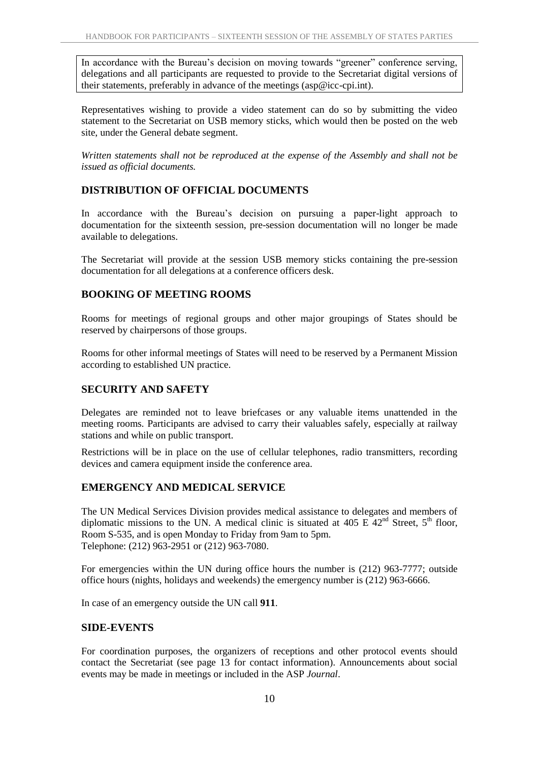In accordance with the Bureau's decision on moving towards "greener" conference serving, delegations and all participants are requested to provide to the Secretariat digital versions of their statements, preferably in advance of the meetings (asp@icc-cpi.int).

Representatives wishing to provide a video statement can do so by submitting the video statement to the Secretariat on USB memory sticks, which would then be posted on the web site, under the General debate segment.

*Written statements shall not be reproduced at the expense of the Assembly and shall not be issued as official documents.*

## DISTRIBUTION OF OFFICIAL DOCUMENTS

In accordance with the Bureau's decision on pursuing a paper-light approach to documentation for the sixteenth session, pre-session documentation will no longer be made available to delegations.

The Secretariat will provide at the session USB memory sticks containing the pre-session documentation for all delegations at a conference officers desk.

## BOOKING OF MEETING ROOMS

Rooms for meetings of regional groups and other major groupings of States should be reserved by chairpersons of those groups.

Rooms for other informal meetings of States will need to be reserved by a Permanent Mission according to established UN practice.

## SECURITY AND SAFETY

Delegates are reminded not to leave briefcases or any valuable items unattended in the meeting rooms. Participants are advised to carry their valuables safely, especially at railway stations and while on public transport.

Restrictions will be in place on the use of cellular telephones, radio transmitters, recording devices and camera equipment inside the conference area.

## EMERGENCY AND MEDICAL SERVICE

The UN Medical Services Division provides medical assistance to delegates and members of diplomatic missions to the UN. A medical clinic is situated at 405 E 42nd Street, 5th floor, Room S-535, and is open Monday to Friday from 9am to 5pm.
Telephone: (212) 963-2951 or (212) 963-7080.

For emergencies within the UN during office hours the number is (212) 963-7777; outside office hours (nights, holidays and weekends) the emergency number is (212) 963-6666.

In case of an emergency outside the UN call **911**.

## SIDE-EVENTS

For coordination purposes, the organizers of receptions and other protocol events should contact the Secretariat (see page 13 for contact information). Announcements about social events may be made in meetings or included in the ASP *Journal*.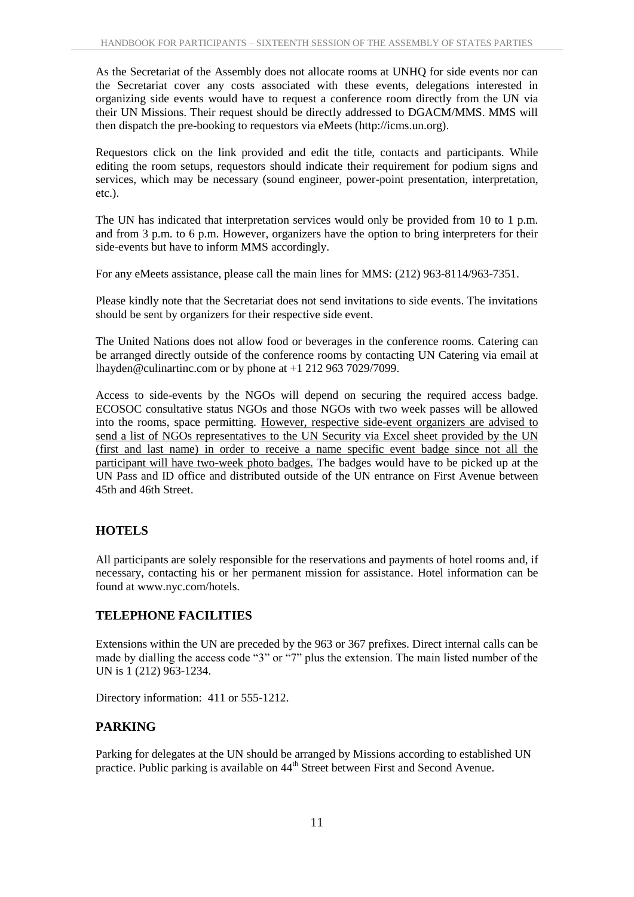As the Secretariat of the Assembly does not allocate rooms at UNHQ for side events nor can the Secretariat cover any costs associated with these events, delegations interested in organizing side events would have to request a conference room directly from the UN via their UN Missions. Their request should be directly addressed to DGACM/MMS. MMS will then dispatch the pre-booking to requestors via eMeets (http://icms.un.org).

Requestors click on the link provided and edit the title, contacts and participants. While editing the room setups, requestors should indicate their requirement for podium signs and services, which may be necessary (sound engineer, power-point presentation, interpretation, etc.).

The UN has indicated that interpretation services would only be provided from 10 to 1 p.m. and from 3 p.m. to 6 p.m. However, organizers have the option to bring interpreters for their side-events but have to inform MMS accordingly.

For any eMeets assistance, please call the main lines for MMS: (212) 963-8114/963-7351.

Please kindly note that the Secretariat does not send invitations to side events. The invitations should be sent by organizers for their respective side event.

The United Nations does not allow food or beverages in the conference rooms. Catering can be arranged directly outside of the conference rooms by contacting UN Catering via email at lhayden@culinartinc.com or by phone at +1 212 963 7029/7099.

Access to side-events by the NGOs will depend on securing the required access badge. ECOSOC consultative status NGOs and those NGOs with two week passes will be allowed into the rooms, space permitting. <u>However, respective side-event organizers are advised to send a list of NGOs representatives to the UN Security via Excel sheet provided by the UN (first and last name) in order to receive a name specific event badge since not all the participant will have two-week photo badges.</u> The badges would have to be picked up at the UN Pass and ID office and distributed outside of the UN entrance on First Avenue between 45th and 46th Street.

## HOTELS

All participants are solely responsible for the reservations and payments of hotel rooms and, if necessary, contacting his or her permanent mission for assistance. Hotel information can be found at www.nyc.com/hotels.

## TELEPHONE FACILITIES

Extensions within the UN are preceded by the 963 or 367 prefixes. Direct internal calls can be made by dialling the access code "3" or "7" plus the extension. The main listed number of the UN is 1 (212) 963-1234.

Directory information: 411 or 555-1212.

## PARKING

Parking for delegates at the UN should be arranged by Missions according to established UN practice. Public parking is available on 44th Street between First and Second Avenue.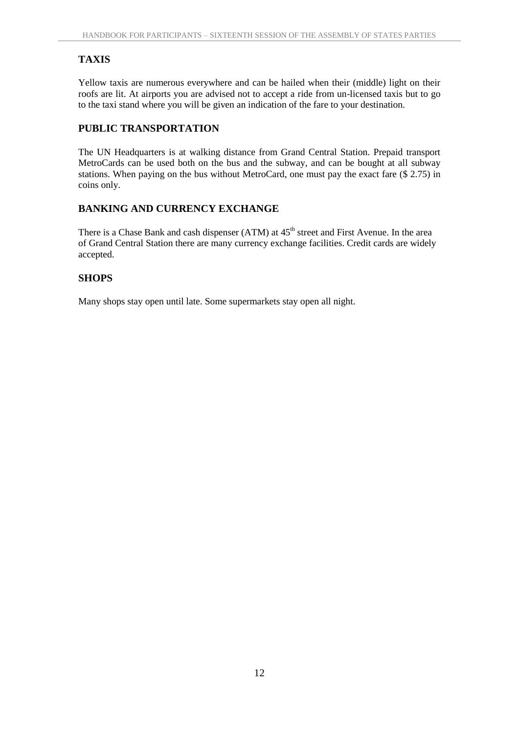## TAXIS

Yellow taxis are numerous everywhere and can be hailed when their (middle) light on their roofs are lit. At airports you are advised not to accept a ride from un-licensed taxis but to go to the taxi stand where you will be given an indication of the fare to your destination.

## PUBLIC TRANSPORTATION

The UN Headquarters is at walking distance from Grand Central Station. Prepaid transport MetroCards can be used both on the bus and the subway, and can be bought at all subway stations. When paying on the bus without MetroCard, one must pay the exact fare ($ 2.75) in coins only.

## BANKING AND CURRENCY EXCHANGE

There is a Chase Bank and cash dispenser (ATM) at 45th street and First Avenue. In the area of Grand Central Station there are many currency exchange facilities. Credit cards are widely accepted.

## SHOPS

Many shops stay open until late. Some supermarkets stay open all night.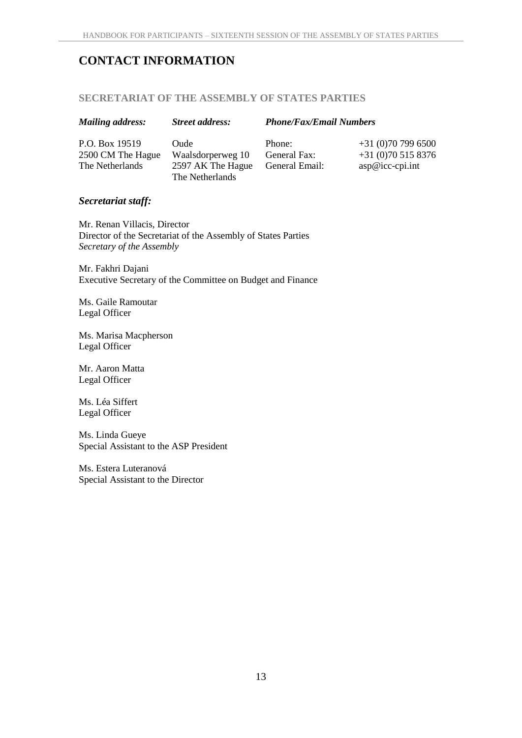# CONTACT INFORMATION

## SECRETARIAT OF THE ASSEMBLY OF STATES PARTIES

| *Mailing address:* | *Street address:* | *Phone/Fax/Email Numbers* | |
|---|---|---|---|
| P.O. Box 19519<br>2500 CM The Hague<br>The Netherlands | Oude<br>Waalsdorperweg 10<br>2597 AK The Hague<br>The Netherlands | Phone:<br>General Fax:<br>General Email: | +31 (0)70 799 6500<br>+31 (0)70 515 8376<br>asp@icc-cpi.int |

### *Secretariat staff:*

Mr. Renan Villacis, Director
Director of the Secretariat of the Assembly of States Parties
*Secretary of the Assembly*

Mr. Fakhri Dajani
Executive Secretary of the Committee on Budget and Finance

Ms. Gaile Ramoutar
Legal Officer

Ms. Marisa Macpherson
Legal Officer

Mr. Aaron Matta
Legal Officer

Ms. Léa Siffert
Legal Officer

Ms. Linda Gueye
Special Assistant to the ASP President

Ms. Estera Luteranová
Special Assistant to the Director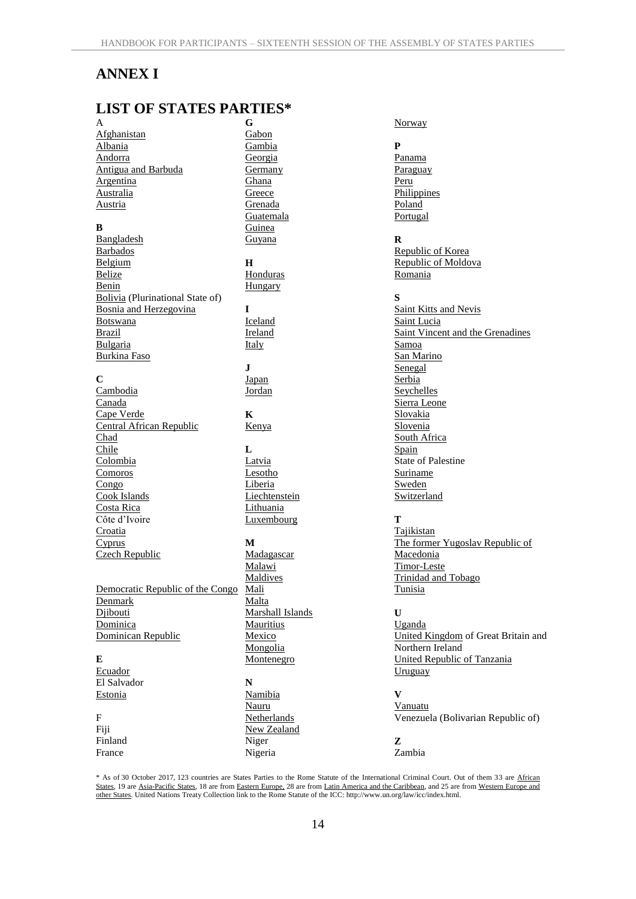# ANNEX I

## LIST OF STATES PARTIES*

A
Afghanistan
Albania
Andorra
Antigua and Barbuda
Argentina
Australia
Austria

**B**
Bangladesh
Barbados
Belgium
Belize
Benin
Bolivia (Plurinational State of)
Bosnia and Herzegovina
Botswana
Brazil
Bulgaria
Burkina Faso

**C**
Cambodia
Canada
Cape Verde
Central African Republic
Chad
Chile
Colombia
Comoros
Congo
Cook Islands
Costa Rica
Côte d'Ivoire
Croatia
Cyprus
Czech Republic

Democratic Republic of the Congo
Denmark
Djibouti
Dominica
Dominican Republic

**E**
Ecuador
El Salvador
Estonia

F
Fiji
Finland
France

**G**
Gabon
Gambia
Georgia
Germany
Ghana
Greece
Grenada
Guatemala
Guinea
Guyana

**H**
Honduras
Hungary

**I**
Iceland
Ireland
Italy

**J**
Japan
Jordan

**K**
Kenya

**L**
Latvia
Lesotho
Liberia
Liechtenstein
Lithuania
Luxembourg

**M**
Madagascar
Malawi
Maldives
Mali
Malta
Marshall Islands
Mauritius
Mexico
Mongolia
Montenegro

**N**
Namibia
Nauru
Netherlands
New Zealand
Niger
Nigeria
Norway

**P**
Panama
Paraguay
Peru
Philippines
Poland
Portugal

**R**
Republic of Korea
Republic of Moldova
Romania

**S**
Saint Kitts and Nevis
Saint Lucia
Saint Vincent and the Grenadines
Samoa
San Marino
Senegal
Serbia
Seychelles
Sierra Leone
Slovakia
Slovenia
South Africa
Spain
State of Palestine
Suriname
Sweden
Switzerland

**T**
Tajikistan
The former Yugoslav Republic of Macedonia
Timor-Leste
Trinidad and Tobago
Tunisia

**U**
Uganda
United Kingdom of Great Britain and Northern Ireland
United Republic of Tanzania
Uruguay

**V**
Vanuatu
Venezuela (Bolivarian Republic of)

**Z**
Zambia

* As of 30 October 2017, 123 countries are States Parties to the Rome Statute of the International Criminal Court. Out of them 33 are African States, 19 are Asia-Pacific States, 18 are from Eastern Europe, 28 are from Latin America and the Caribbean, and 25 are from Western Europe and other States. United Nations Treaty Collection link to the Rome Statute of the ICC: http://www.un.org/law/icc/index.html.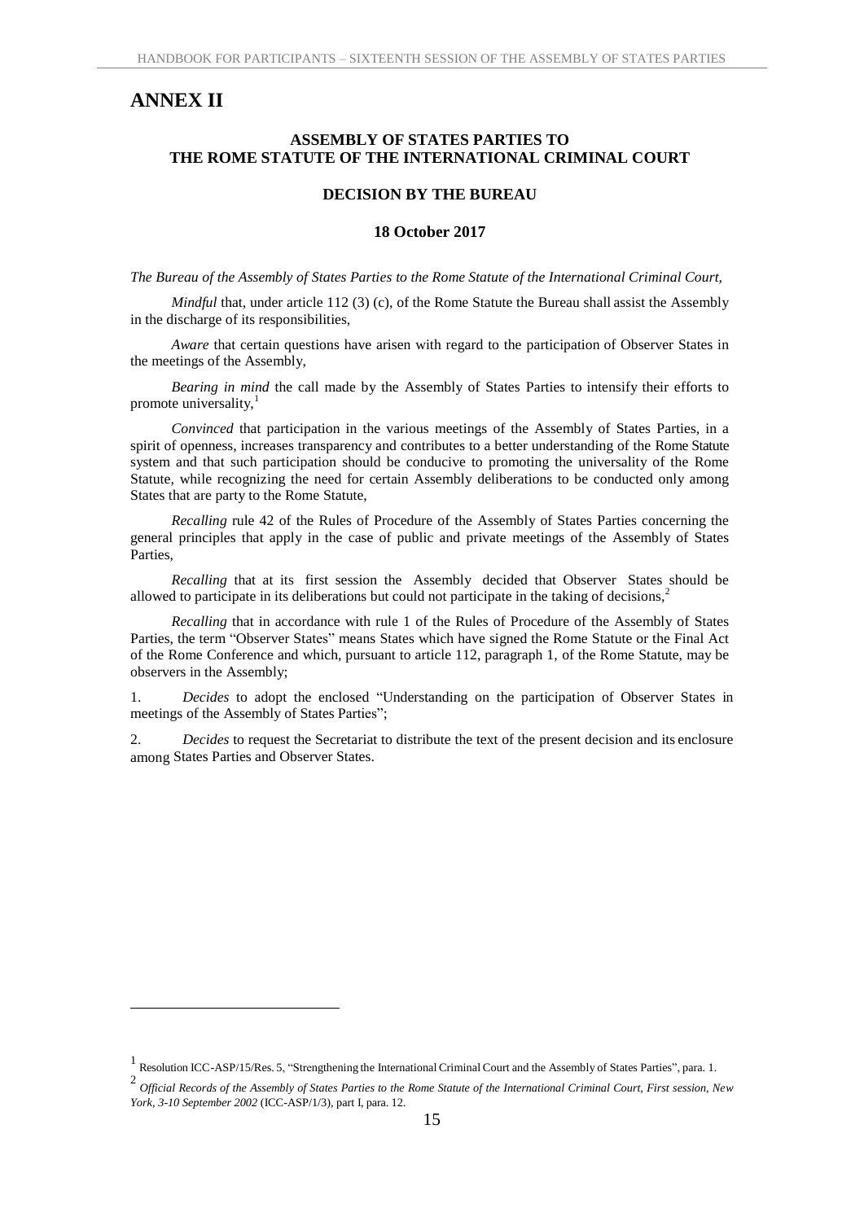# ANNEX II

### ASSEMBLY OF STATES PARTIES TO THE ROME STATUTE OF THE INTERNATIONAL CRIMINAL COURT

### DECISION BY THE BUREAU

### 18 October 2017

*The Bureau of the Assembly of States Parties to the Rome Statute of the International Criminal Court,*

*Mindful* that, under article 112 (3) (c), of the Rome Statute the Bureau shall assist the Assembly in the discharge of its responsibilities,

*Aware* that certain questions have arisen with regard to the participation of Observer States in the meetings of the Assembly,

*Bearing in mind* the call made by the Assembly of States Parties to intensify their efforts to promote universality,[1]

*Convinced* that participation in the various meetings of the Assembly of States Parties, in a spirit of openness, increases transparency and contributes to a better understanding of the Rome Statute system and that such participation should be conducive to promoting the universality of the Rome Statute, while recognizing the need for certain Assembly deliberations to be conducted only among States that are party to the Rome Statute,

*Recalling* rule 42 of the Rules of Procedure of the Assembly of States Parties concerning the general principles that apply in the case of public and private meetings of the Assembly of States Parties,

*Recalling* that at its first session the Assembly decided that Observer States should be allowed to participate in its deliberations but could not participate in the taking of decisions,[2]

*Recalling* that in accordance with rule 1 of the Rules of Procedure of the Assembly of States Parties, the term "Observer States" means States which have signed the Rome Statute or the Final Act of the Rome Conference and which, pursuant to article 112, paragraph 1, of the Rome Statute, may be observers in the Assembly;

1. *Decides* to adopt the enclosed "Understanding on the participation of Observer States in meetings of the Assembly of States Parties";

2. *Decides* to request the Secretariat to distribute the text of the present decision and its enclosure among States Parties and Observer States.

---

[1] Resolution ICC-ASP/15/Res. 5, "Strengthening the International Criminal Court and the Assembly of States Parties", para. 1.

[2] *Official Records of the Assembly of States Parties to the Rome Statute of the International Criminal Court, First session, New York, 3-10 September 2002* (ICC-ASP/1/3), part I, para. 12.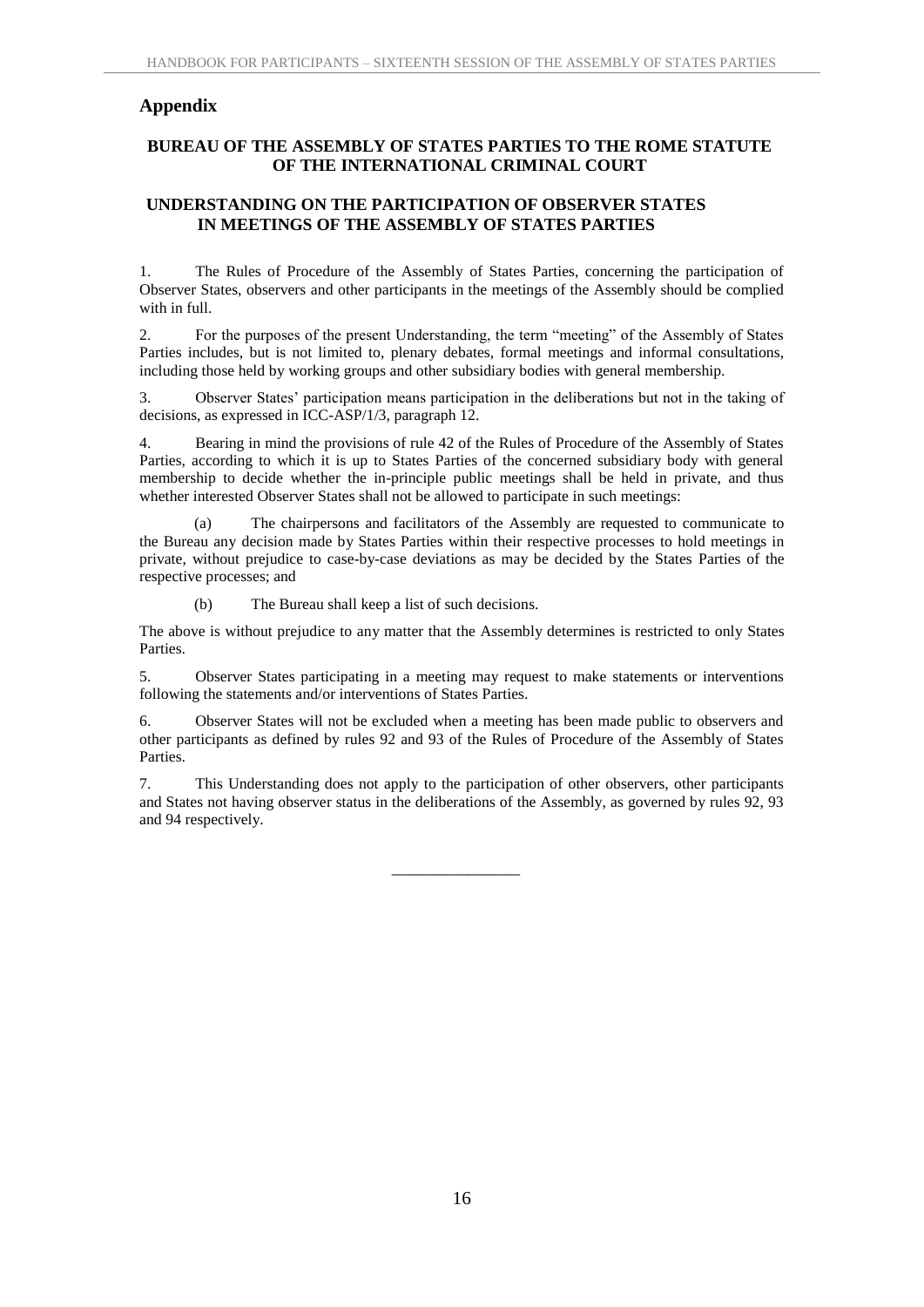## Appendix

### BUREAU OF THE ASSEMBLY OF STATES PARTIES TO THE ROME STATUTE OF THE INTERNATIONAL CRIMINAL COURT

### UNDERSTANDING ON THE PARTICIPATION OF OBSERVER STATES IN MEETINGS OF THE ASSEMBLY OF STATES PARTIES

1. The Rules of Procedure of the Assembly of States Parties, concerning the participation of Observer States, observers and other participants in the meetings of the Assembly should be complied with in full.

2. For the purposes of the present Understanding, the term "meeting" of the Assembly of States Parties includes, but is not limited to, plenary debates, formal meetings and informal consultations, including those held by working groups and other subsidiary bodies with general membership.

3. Observer States' participation means participation in the deliberations but not in the taking of decisions, as expressed in ICC-ASP/1/3, paragraph 12.

4. Bearing in mind the provisions of rule 42 of the Rules of Procedure of the Assembly of States Parties, according to which it is up to States Parties of the concerned subsidiary body with general membership to decide whether the in-principle public meetings shall be held in private, and thus whether interested Observer States shall not be allowed to participate in such meetings:

   (a) The chairpersons and facilitators of the Assembly are requested to communicate to the Bureau any decision made by States Parties within their respective processes to hold meetings in private, without prejudice to case-by-case deviations as may be decided by the States Parties of the respective processes; and

   (b) The Bureau shall keep a list of such decisions.

The above is without prejudice to any matter that the Assembly determines is restricted to only States Parties.

5. Observer States participating in a meeting may request to make statements or interventions following the statements and/or interventions of States Parties.

6. Observer States will not be excluded when a meeting has been made public to observers and other participants as defined by rules 92 and 93 of the Rules of Procedure of the Assembly of States Parties.

7. This Understanding does not apply to the participation of other observers, other participants and States not having observer status in the deliberations of the Assembly, as governed by rules 92, 93 and 94 respectively.

---